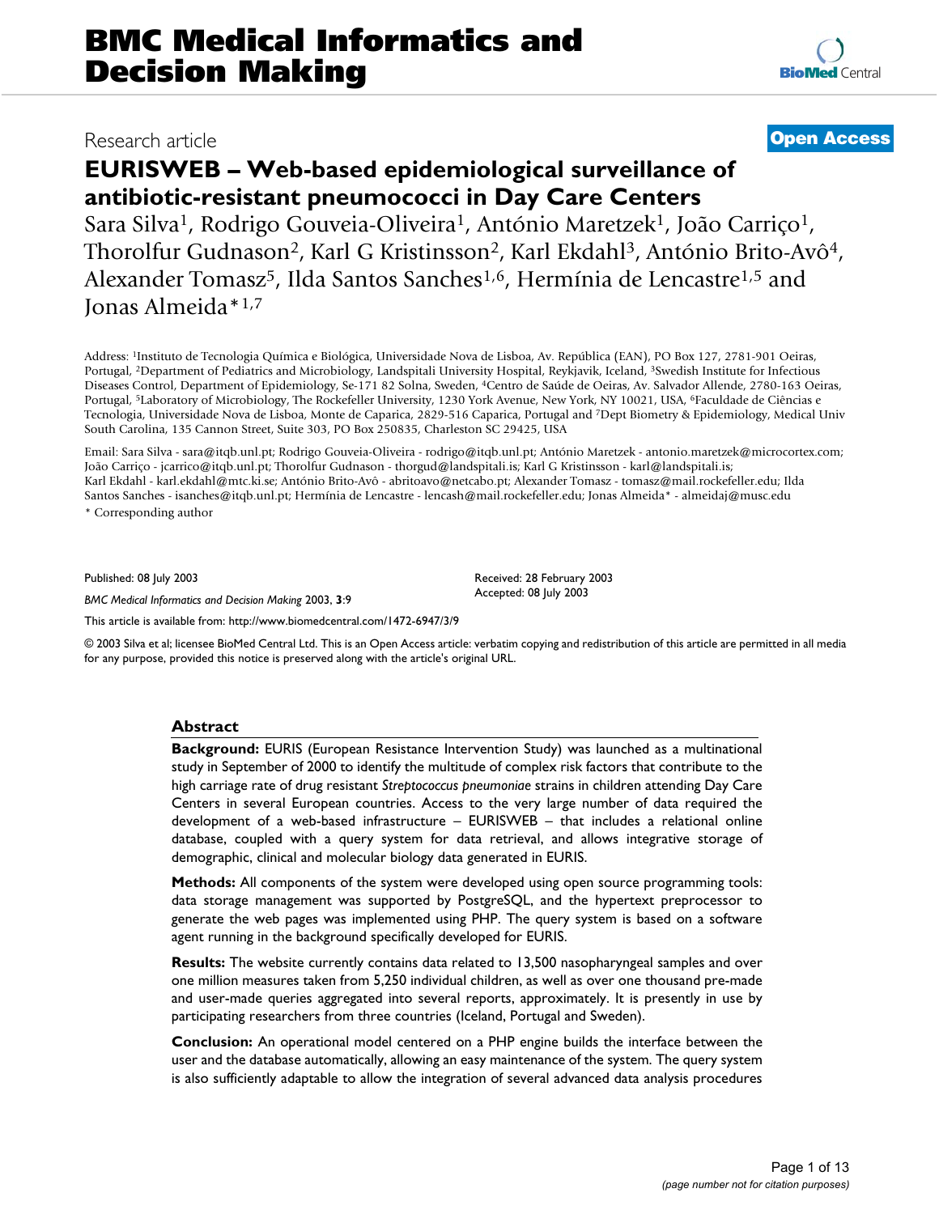Research article

**Open Access**

# EURISWEB – Web-based epidemiological surveillance of antibiotic-resistant pneumococci in Day Care Centers

Sara Silva[1], Rodrigo Gouveia-Oliveira[1], António Maretzek[1], João Carriço[1], Thorolfur Gudnason[2], Karl G Kristinsson[2], Karl Ekdahl[3], António Brito-Avô[4], Alexander Tomasz[5], Ilda Santos Sanches[1,6], Hermínia de Lencastre[1,5] and Jonas Almeida*[1,7]

Address: [1]Instituto de Tecnologia Química e Biológica, Universidade Nova de Lisboa, Av. República (EAN), PO Box 127, 2781-901 Oeiras, Portugal, [2]Department of Pediatrics and Microbiology, Landspitali University Hospital, Reykjavik, Iceland, [3]Swedish Institute for Infectious Diseases Control, Department of Epidemiology, Se-171 82 Solna, Sweden, [4]Centro de Saúde de Oeiras, Av. Salvador Allende, 2780-163 Oeiras, Portugal, [5]Laboratory of Microbiology, The Rockefeller University, 1230 York Avenue, New York, NY 10021, USA, [6]Faculdade de Ciências e Tecnologia, Universidade Nova de Lisboa, Monte de Caparica, 2829-516 Caparica, Portugal and [7]Dept Biometry & Epidemiology, Medical Univ South Carolina, 135 Cannon Street, Suite 303, PO Box 250835, Charleston SC 29425, USA

Email: Sara Silva - sara@itqb.unl.pt; Rodrigo Gouveia-Oliveira - rodrigo@itqb.unl.pt; António Maretzek - antonio.maretzek@microcortex.com; João Carriço - jcarrico@itqb.unl.pt; Thorolfur Gudnason - thorgud@landspitali.is; Karl G Kristinsson - karl@landspitali.is; Karl Ekdahl - karl.ekdahl@mtc.ki.se; António Brito-Avô - abritoavo@netcabo.pt; Alexander Tomasz - tomasz@mail.rockefeller.edu; Ilda Santos Sanches - isanches@itqb.unl.pt; Hermínia de Lencastre - lencash@mail.rockefeller.edu; Jonas Almeida* - almeidaj@musc.edu

\* Corresponding author

Published: 08 July 2003

*BMC Medical Informatics and Decision Making* 2003, **3**:9

Received: 28 February 2003
Accepted: 08 July 2003

This article is available from: http://www.biomedcentral.com/1472-6947/3/9

© 2003 Silva et al; licensee BioMed Central Ltd. This is an Open Access article: verbatim copying and redistribution of this article are permitted in all media for any purpose, provided this notice is preserved along with the article's original URL.

## Abstract

**Background:** EURIS (European Resistance Intervention Study) was launched as a multinational study in September of 2000 to identify the multitude of complex risk factors that contribute to the high carriage rate of drug resistant *Streptococcus pneumoniae* strains in children attending Day Care Centers in several European countries. Access to the very large number of data required the development of a web-based infrastructure – EURISWEB – that includes a relational online database, coupled with a query system for data retrieval, and allows integrative storage of demographic, clinical and molecular biology data generated in EURIS.

**Methods:** All components of the system were developed using open source programming tools: data storage management was supported by PostgreSQL, and the hypertext preprocessor to generate the web pages was implemented using PHP. The query system is based on a software agent running in the background specifically developed for EURIS.

**Results:** The website currently contains data related to 13,500 nasopharyngeal samples and over one million measures taken from 5,250 individual children, as well as over one thousand pre-made and user-made queries aggregated into several reports, approximately. It is presently in use by participating researchers from three countries (Iceland, Portugal and Sweden).

**Conclusion:** An operational model centered on a PHP engine builds the interface between the user and the database automatically, allowing an easy maintenance of the system. The query system is also sufficiently adaptable to allow the integration of several advanced data analysis procedures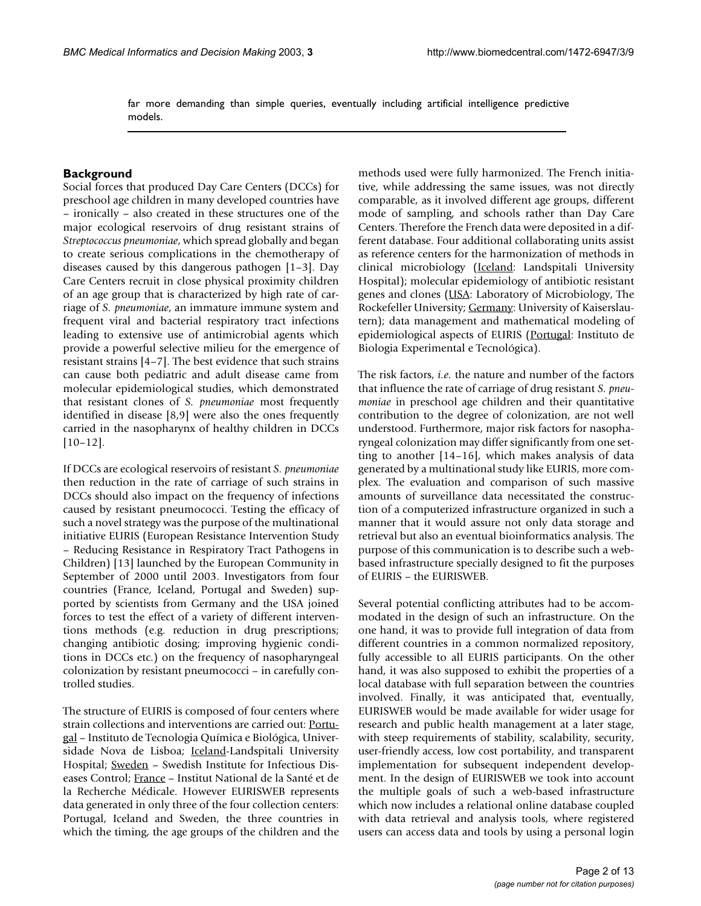far more demanding than simple queries, eventually including artificial intelligence predictive models.

## Background

Social forces that produced Day Care Centers (DCCs) for preschool age children in many developed countries have – ironically – also created in these structures one of the major ecological reservoirs of drug resistant strains of *Streptococcus pneumoniae*, which spread globally and began to create serious complications in the chemotherapy of diseases caused by this dangerous pathogen [1–3]. Day Care Centers recruit in close physical proximity children of an age group that is characterized by high rate of carriage of *S. pneumoniae*, an immature immune system and frequent viral and bacterial respiratory tract infections leading to extensive use of antimicrobial agents which provide a powerful selective milieu for the emergence of resistant strains [4–7]. The best evidence that such strains can cause both pediatric and adult disease came from molecular epidemiological studies, which demonstrated that resistant clones of *S. pneumoniae* most frequently identified in disease [8,9] were also the ones frequently carried in the nasopharynx of healthy children in DCCs [10–12].

If DCCs are ecological reservoirs of resistant *S. pneumoniae* then reduction in the rate of carriage of such strains in DCCs should also impact on the frequency of infections caused by resistant pneumococci. Testing the efficacy of such a novel strategy was the purpose of the multinational initiative EURIS (European Resistance Intervention Study – Reducing Resistance in Respiratory Tract Pathogens in Children) [13] launched by the European Community in September of 2000 until 2003. Investigators from four countries (France, Iceland, Portugal and Sweden) supported by scientists from Germany and the USA joined forces to test the effect of a variety of different interventions methods (e.g. reduction in drug prescriptions; changing antibiotic dosing; improving hygienic conditions in DCCs etc.) on the frequency of nasopharyngeal colonization by resistant pneumococci – in carefully controlled studies.

The structure of EURIS is composed of four centers where strain collections and interventions are carried out: Portugal – Instituto de Tecnologia Química e Biológica, Universidade Nova de Lisboa; Iceland-Landspitali University Hospital; Sweden – Swedish Institute for Infectious Diseases Control; France – Institut National de la Santé et de la Recherche Médicale. However EURISWEB represents data generated in only three of the four collection centers: Portugal, Iceland and Sweden, the three countries in which the timing, the age groups of the children and the methods used were fully harmonized. The French initiative, while addressing the same issues, was not directly comparable, as it involved different age groups, different mode of sampling, and schools rather than Day Care Centers. Therefore the French data were deposited in a different database. Four additional collaborating units assist as reference centers for the harmonization of methods in clinical microbiology (Iceland: Landspitali University Hospital); molecular epidemiology of antibiotic resistant genes and clones (USA: Laboratory of Microbiology, The Rockefeller University; Germany: University of Kaiserslautern); data management and mathematical modeling of epidemiological aspects of EURIS (Portugal: Instituto de Biologia Experimental e Tecnológica).

The risk factors, *i.e.* the nature and number of the factors that influence the rate of carriage of drug resistant *S. pneumoniae* in preschool age children and their quantitative contribution to the degree of colonization, are not well understood. Furthermore, major risk factors for nasopharyngeal colonization may differ significantly from one setting to another [14–16], which makes analysis of data generated by a multinational study like EURIS, more complex. The evaluation and comparison of such massive amounts of surveillance data necessitated the construction of a computerized infrastructure organized in such a manner that it would assure not only data storage and retrieval but also an eventual bioinformatics analysis. The purpose of this communication is to describe such a web-based infrastructure specially designed to fit the purposes of EURIS – the EURISWEB.

Several potential conflicting attributes had to be accommodated in the design of such an infrastructure. On the one hand, it was to provide full integration of data from different countries in a common normalized repository, fully accessible to all EURIS participants. On the other hand, it was also supposed to exhibit the properties of a local database with full separation between the countries involved. Finally, it was anticipated that, eventually, EURISWEB would be made available for wider usage for research and public health management at a later stage, with steep requirements of stability, scalability, security, user-friendly access, low cost portability, and transparent implementation for subsequent independent development. In the design of EURISWEB we took into account the multiple goals of such a web-based infrastructure which now includes a relational online database coupled with data retrieval and analysis tools, where registered users can access data and tools by using a personal login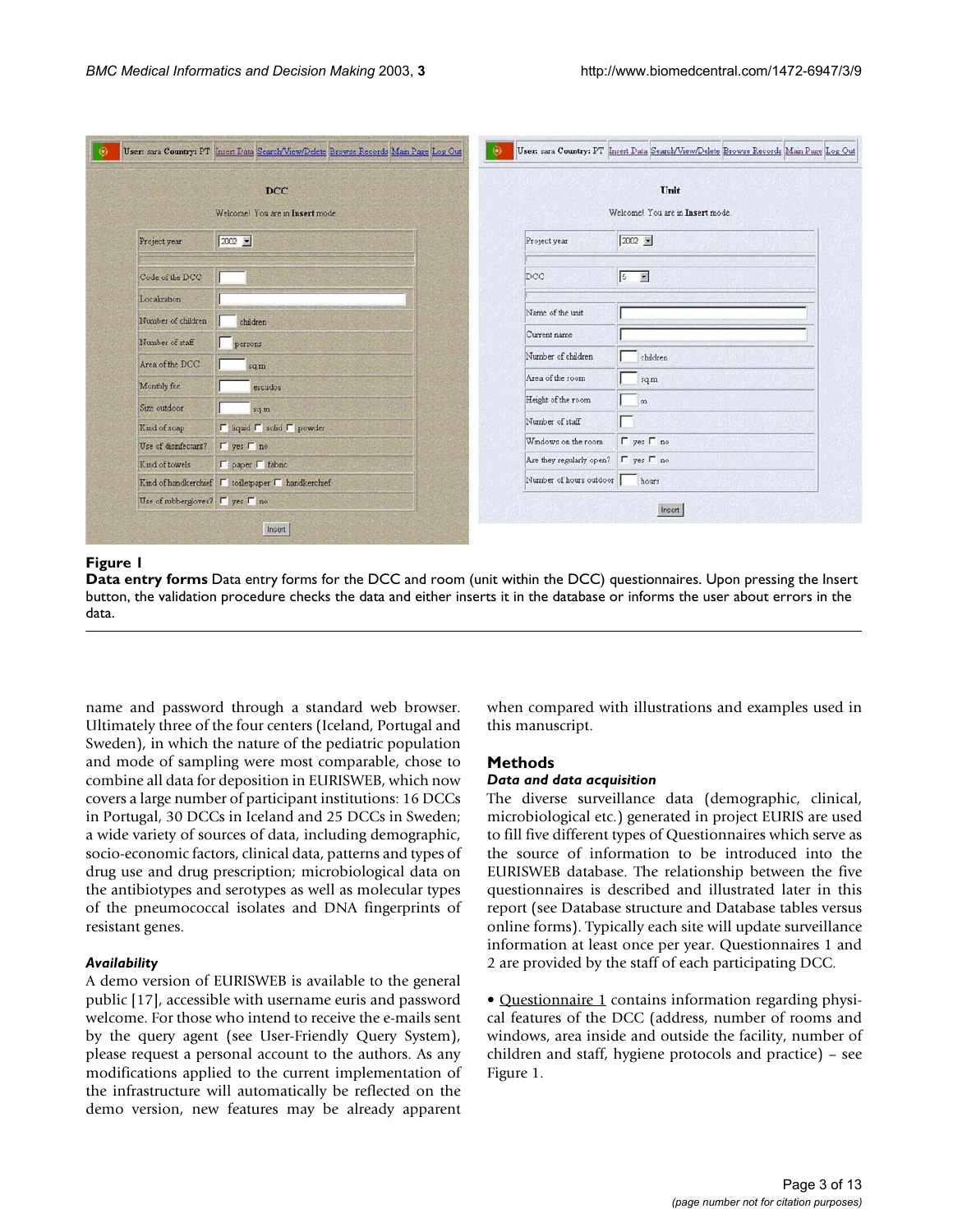**Figure 1**

**Data entry forms** Data entry forms for the DCC and room (unit within the DCC) questionnaires. Upon pressing the Insert button, the validation procedure checks the data and either inserts it in the database or informs the user about errors in the data.

name and password through a standard web browser. Ultimately three of the four centers (Iceland, Portugal and Sweden), in which the nature of the pediatric population and mode of sampling were most comparable, chose to combine all data for deposition in EURISWEB, which now covers a large number of participant institutions: 16 DCCs in Portugal, 30 DCCs in Iceland and 25 DCCs in Sweden; a wide variety of sources of data, including demographic, socio-economic factors, clinical data, patterns and types of drug use and drug prescription; microbiological data on the antibiotypes and serotypes as well as molecular types of the pneumococcal isolates and DNA fingerprints of resistant genes.

### *Availability*

A demo version of EURISWEB is available to the general public [17], accessible with username euris and password welcome. For those who intend to receive the e-mails sent by the query agent (see User-Friendly Query System), please request a personal account to the authors. As any modifications applied to the current implementation of the infrastructure will automatically be reflected on the demo version, new features may be already apparent when compared with illustrations and examples used in this manuscript.

## Methods

### *Data and data acquisition*

The diverse surveillance data (demographic, clinical, microbiological etc.) generated in project EURIS are used to fill five different types of Questionnaires which serve as the source of information to be introduced into the EURISWEB database. The relationship between the five questionnaires is described and illustrated later in this report (see Database structure and Database tables versus online forms). Typically each site will update surveillance information at least once per year. Questionnaires 1 and 2 are provided by the staff of each participating DCC.

• Questionnaire 1 contains information regarding physical features of the DCC (address, number of rooms and windows, area inside and outside the facility, number of children and staff, hygiene protocols and practice) – see Figure 1.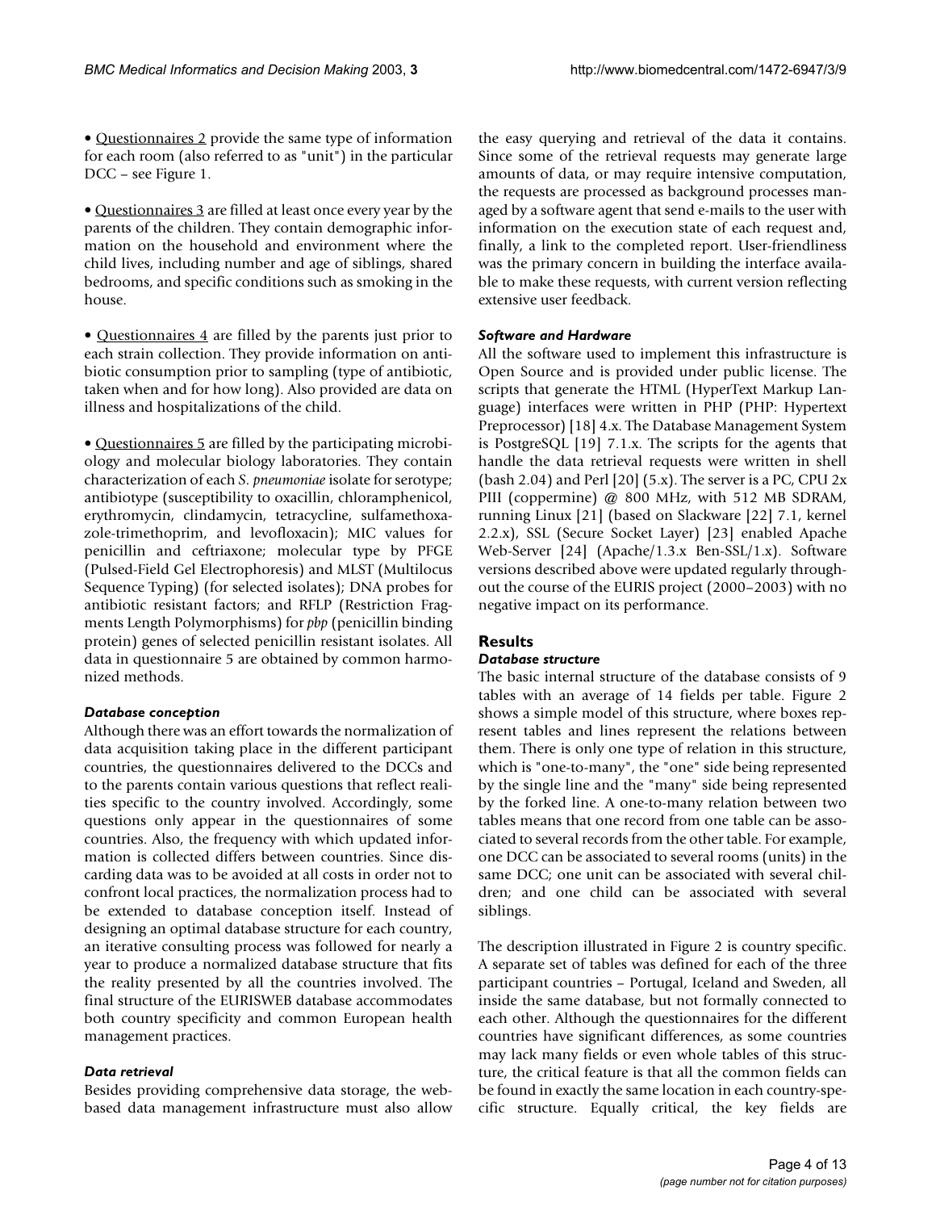• Questionnaires 2 provide the same type of information for each room (also referred to as "unit") in the particular DCC – see Figure 1.

• Questionnaires 3 are filled at least once every year by the parents of the children. They contain demographic information on the household and environment where the child lives, including number and age of siblings, shared bedrooms, and specific conditions such as smoking in the house.

• Questionnaires 4 are filled by the parents just prior to each strain collection. They provide information on antibiotic consumption prior to sampling (type of antibiotic, taken when and for how long). Also provided are data on illness and hospitalizations of the child.

• Questionnaires 5 are filled by the participating microbiology and molecular biology laboratories. They contain characterization of each *S. pneumoniae* isolate for serotype; antibiotype (susceptibility to oxacillin, chloramphenicol, erythromycin, clindamycin, tetracycline, sulfamethoxazole-trimethoprim, and levofloxacin); MIC values for penicillin and ceftriaxone; molecular type by PFGE (Pulsed-Field Gel Electrophoresis) and MLST (Multilocus Sequence Typing) (for selected isolates); DNA probes for antibiotic resistant factors; and RFLP (Restriction Fragments Length Polymorphisms) for *pbp* (penicillin binding protein) genes of selected penicillin resistant isolates. All data in questionnaire 5 are obtained by common harmonized methods.

### *Database conception*

Although there was an effort towards the normalization of data acquisition taking place in the different participant countries, the questionnaires delivered to the DCCs and to the parents contain various questions that reflect realities specific to the country involved. Accordingly, some questions only appear in the questionnaires of some countries. Also, the frequency with which updated information is collected differs between countries. Since discarding data was to be avoided at all costs in order not to confront local practices, the normalization process had to be extended to database conception itself. Instead of designing an optimal database structure for each country, an iterative consulting process was followed for nearly a year to produce a normalized database structure that fits the reality presented by all the countries involved. The final structure of the EURISWEB database accommodates both country specificity and common European health management practices.

### *Data retrieval*

Besides providing comprehensive data storage, the web-based data management infrastructure must also allow the easy querying and retrieval of the data it contains. Since some of the retrieval requests may generate large amounts of data, or may require intensive computation, the requests are processed as background processes managed by a software agent that send e-mails to the user with information on the execution state of each request and, finally, a link to the completed report. User-friendliness was the primary concern in building the interface available to make these requests, with current version reflecting extensive user feedback.

### *Software and Hardware*

All the software used to implement this infrastructure is Open Source and is provided under public license. The scripts that generate the HTML (HyperText Markup Language) interfaces were written in PHP (PHP: Hypertext Preprocessor) [18] 4.x. The Database Management System is PostgreSQL [19] 7.1.x. The scripts for the agents that handle the data retrieval requests were written in shell (bash 2.04) and Perl [20] (5.x). The server is a PC, CPU 2x PIII (coppermine) @ 800 MHz, with 512 MB SDRAM, running Linux [21] (based on Slackware [22] 7.1, kernel 2.2.x), SSL (Secure Socket Layer) [23] enabled Apache Web-Server [24] (Apache/1.3.x Ben-SSL/1.x). Software versions described above were updated regularly throughout the course of the EURIS project (2000–2003) with no negative impact on its performance.

## Results

### *Database structure*

The basic internal structure of the database consists of 9 tables with an average of 14 fields per table. Figure 2 shows a simple model of this structure, where boxes represent tables and lines represent the relations between them. There is only one type of relation in this structure, which is "one-to-many", the "one" side being represented by the single line and the "many" side being represented by the forked line. A one-to-many relation between two tables means that one record from one table can be associated to several records from the other table. For example, one DCC can be associated to several rooms (units) in the same DCC; one unit can be associated with several children; and one child can be associated with several siblings.

The description illustrated in Figure 2 is country specific. A separate set of tables was defined for each of the three participant countries – Portugal, Iceland and Sweden, all inside the same database, but not formally connected to each other. Although the questionnaires for the different countries have significant differences, as some countries may lack many fields or even whole tables of this structure, the critical feature is that all the common fields can be found in exactly the same location in each country-specific structure. Equally critical, the key fields are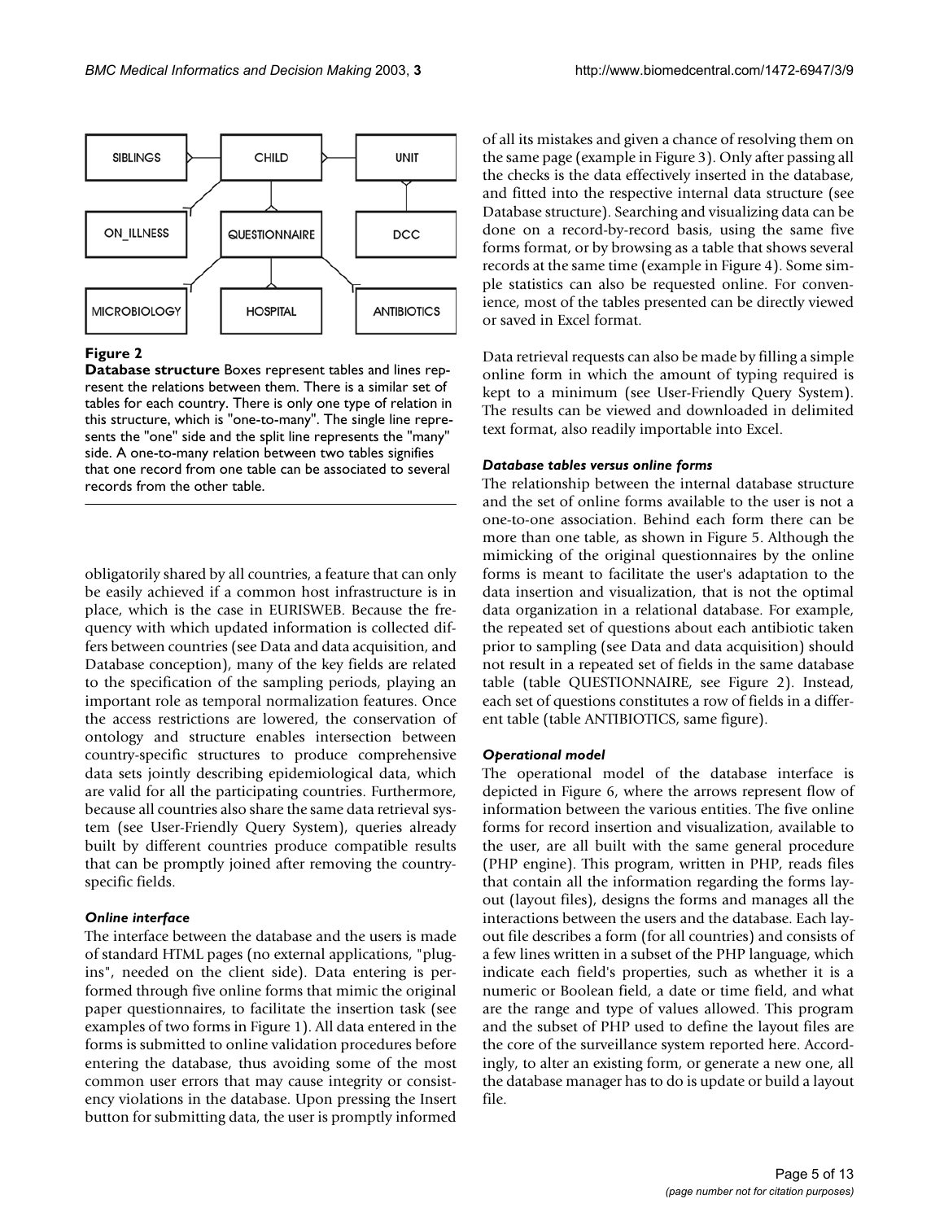SIBLINGS

CHILD

UNIT

ON_ILLNESS

QUESTIONNAIRE

DCC

MICROBIOLOGY

HOSPITAL

ANTIBIOTICS

**Figure 2**

**Database structure** Boxes represent tables and lines represent the relations between them. There is a similar set of tables for each country. There is only one type of relation in this structure, which is "one-to-many". The single line represents the "one" side and the split line represents the "many" side. A one-to-many relation between two tables signifies that one record from one table can be associated to several records from the other table.

obligatorily shared by all countries, a feature that can only be easily achieved if a common host infrastructure is in place, which is the case in EURISWEB. Because the frequency with which updated information is collected differs between countries (see Data and data acquisition, and Database conception), many of the key fields are related to the specification of the sampling periods, playing an important role as temporal normalization features. Once the access restrictions are lowered, the conservation of ontology and structure enables intersection between country-specific structures to produce comprehensive data sets jointly describing epidemiological data, which are valid for all the participating countries. Furthermore, because all countries also share the same data retrieval system (see User-Friendly Query System), queries already built by different countries produce compatible results that can be promptly joined after removing the country-specific fields.

### *Online interface*

The interface between the database and the users is made of standard HTML pages (no external applications, "plug-ins", needed on the client side). Data entering is performed through five online forms that mimic the original paper questionnaires, to facilitate the insertion task (see examples of two forms in Figure 1). All data entered in the forms is submitted to online validation procedures before entering the database, thus avoiding some of the most common user errors that may cause integrity or consistency violations in the database. Upon pressing the Insert button for submitting data, the user is promptly informed of all its mistakes and given a chance of resolving them on the same page (example in Figure 3). Only after passing all the checks is the data effectively inserted in the database, and fitted into the respective internal data structure (see Database structure). Searching and visualizing data can be done on a record-by-record basis, using the same five forms format, or by browsing as a table that shows several records at the same time (example in Figure 4). Some simple statistics can also be requested online. For convenience, most of the tables presented can be directly viewed or saved in Excel format.

Data retrieval requests can also be made by filling a simple online form in which the amount of typing required is kept to a minimum (see User-Friendly Query System). The results can be viewed and downloaded in delimited text format, also readily importable into Excel.

### *Database tables versus online forms*

The relationship between the internal database structure and the set of online forms available to the user is not a one-to-one association. Behind each form there can be more than one table, as shown in Figure 5. Although the mimicking of the original questionnaires by the online forms is meant to facilitate the user's adaptation to the data insertion and visualization, that is not the optimal data organization in a relational database. For example, the repeated set of questions about each antibiotic taken prior to sampling (see Data and data acquisition) should not result in a repeated set of fields in the same database table (table QUESTIONNAIRE, see Figure 2). Instead, each set of questions constitutes a row of fields in a different table (table ANTIBIOTICS, same figure).

### *Operational model*

The operational model of the database interface is depicted in Figure 6, where the arrows represent flow of information between the various entities. The five online forms for record insertion and visualization, available to the user, are all built with the same general procedure (PHP engine). This program, written in PHP, reads files that contain all the information regarding the forms layout (layout files), designs the forms and manages all the interactions between the users and the database. Each layout file describes a form (for all countries) and consists of a few lines written in a subset of the PHP language, which indicate each field's properties, such as whether it is a numeric or Boolean field, a date or time field, and what are the range and type of values allowed. This program and the subset of PHP used to define the layout files are the core of the surveillance system reported here. Accordingly, to alter an existing form, or generate a new one, all the database manager has to do is update or build a layout file.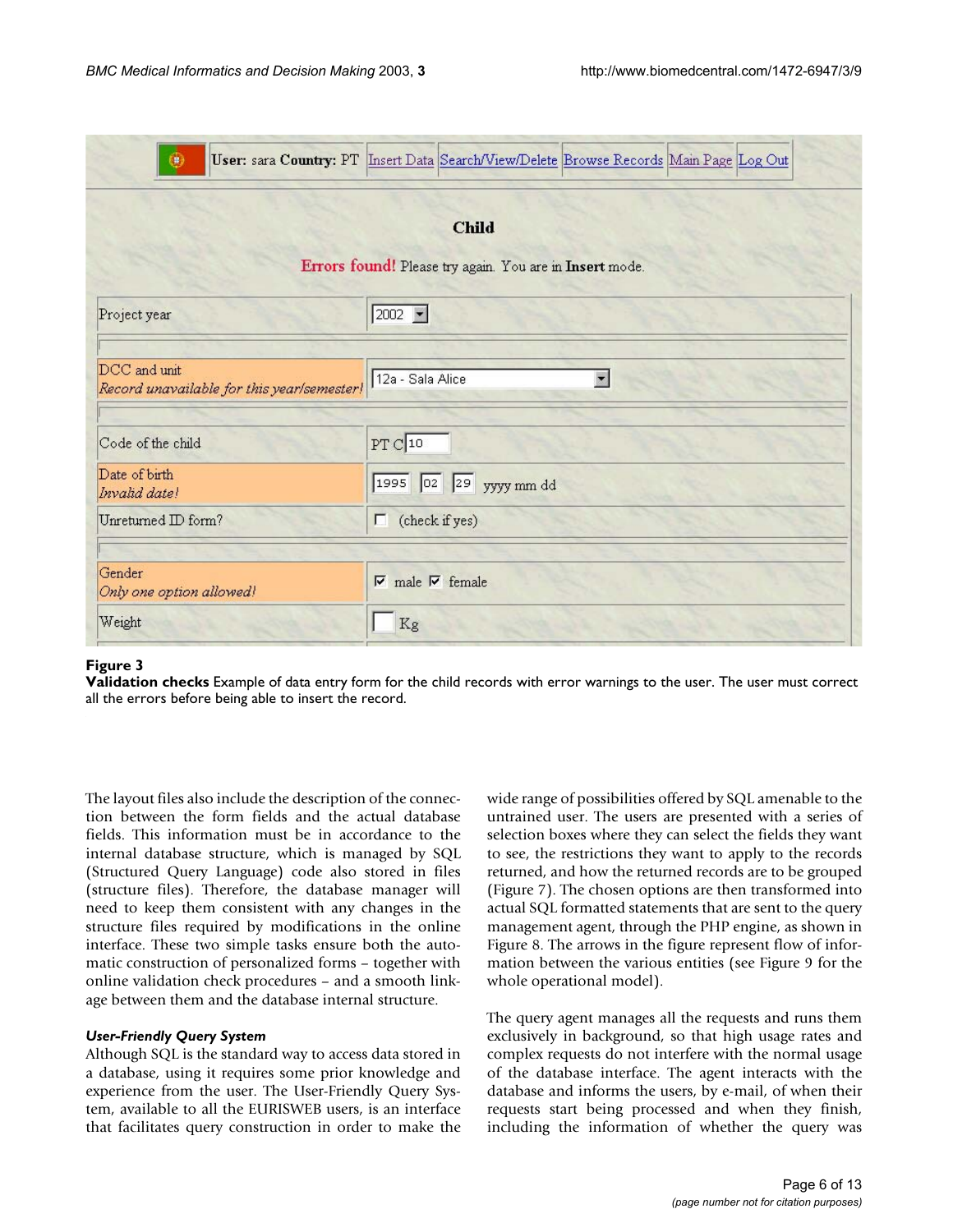**Figure 3**

**Validation checks** Example of data entry form for the child records with error warnings to the user. The user must correct all the errors before being able to insert the record.

The layout files also include the description of the connection between the form fields and the actual database fields. This information must be in accordance to the internal database structure, which is managed by SQL (Structured Query Language) code also stored in files (structure files). Therefore, the database manager will need to keep them consistent with any changes in the structure files required by modifications in the online interface. These two simple tasks ensure both the automatic construction of personalized forms – together with online validation check procedures – and a smooth linkage between them and the database internal structure.

### *User-Friendly Query System*

Although SQL is the standard way to access data stored in a database, using it requires some prior knowledge and experience from the user. The User-Friendly Query System, available to all the EURISWEB users, is an interface that facilitates query construction in order to make the wide range of possibilities offered by SQL amenable to the untrained user. The users are presented with a series of selection boxes where they can select the fields they want to see, the restrictions they want to apply to the records returned, and how the returned records are to be grouped (Figure 7). The chosen options are then transformed into actual SQL formatted statements that are sent to the query management agent, through the PHP engine, as shown in Figure 8. The arrows in the figure represent flow of information between the various entities (see Figure 9 for the whole operational model).

The query agent manages all the requests and runs them exclusively in background, so that high usage rates and complex requests do not interfere with the normal usage of the database interface. The agent interacts with the database and informs the users, by e-mail, of when their requests start being processed and when they finish, including the information of whether the query was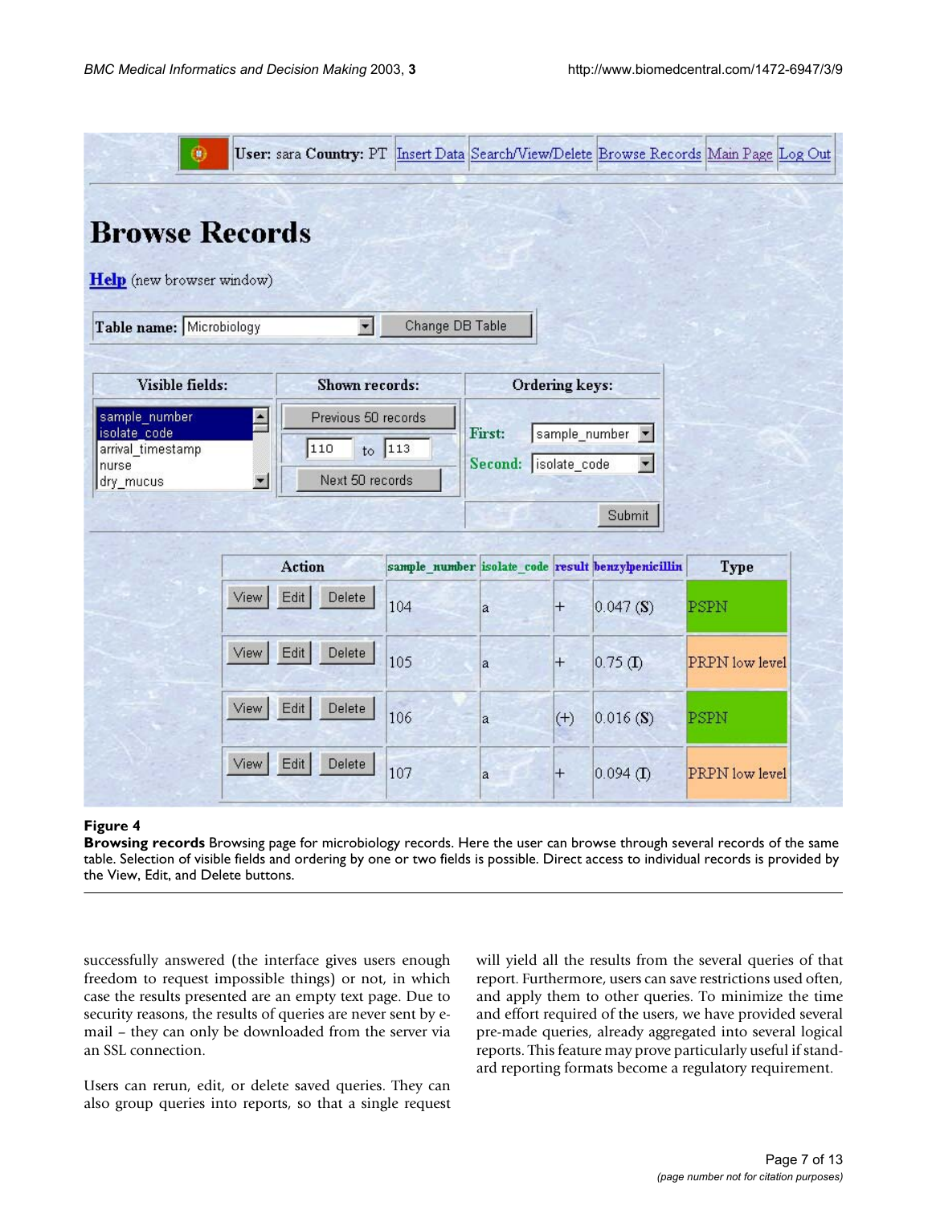**Figure 4**

**Browsing records** Browsing page for microbiology records. Here the user can browse through several records of the same table. Selection of visible fields and ordering by one or two fields is possible. Direct access to individual records is provided by the View, Edit, and Delete buttons.

successfully answered (the interface gives users enough freedom to request impossible things) or not, in which case the results presented are an empty text page. Due to security reasons, the results of queries are never sent by e-mail – they can only be downloaded from the server via an SSL connection.

Users can rerun, edit, or delete saved queries. They can also group queries into reports, so that a single request will yield all the results from the several queries of that report. Furthermore, users can save restrictions used often, and apply them to other queries. To minimize the time and effort required of the users, we have provided several pre-made queries, already aggregated into several logical reports. This feature may prove particularly useful if standard reporting formats become a regulatory requirement.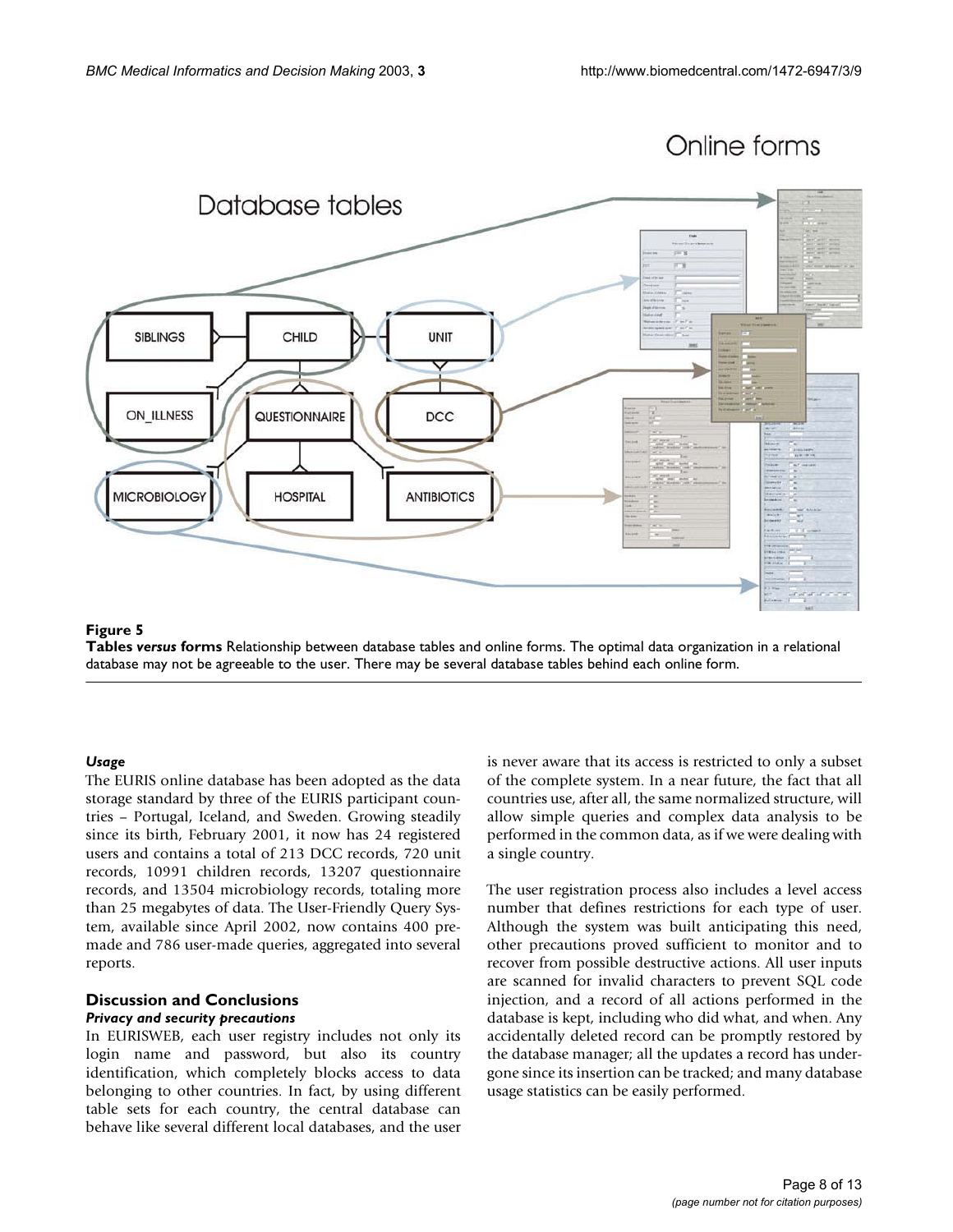**Figure 5**

**Tables *versus* forms** Relationship between database tables and online forms. The optimal data organization in a relational database may not be agreeable to the user. There may be several database tables behind each online form.

### *Usage*

The EURIS online database has been adopted as the data storage standard by three of the EURIS participant countries – Portugal, Iceland, and Sweden. Growing steadily since its birth, February 2001, it now has 24 registered users and contains a total of 213 DCC records, 720 unit records, 10991 children records, 13207 questionnaire records, and 13504 microbiology records, totaling more than 25 megabytes of data. The User-Friendly Query System, available since April 2002, now contains 400 pre-made and 786 user-made queries, aggregated into several reports.

## Discussion and Conclusions

### *Privacy and security precautions*

In EURISWEB, each user registry includes not only its login name and password, but also its country identification, which completely blocks access to data belonging to other countries. In fact, by using different table sets for each country, the central database can behave like several different local databases, and the user is never aware that its access is restricted to only a subset of the complete system. In a near future, the fact that all countries use, after all, the same normalized structure, will allow simple queries and complex data analysis to be performed in the common data, as if we were dealing with a single country.

The user registration process also includes a level access number that defines restrictions for each type of user. Although the system was built anticipating this need, other precautions proved sufficient to monitor and to recover from possible destructive actions. All user inputs are scanned for invalid characters to prevent SQL code injection, and a record of all actions performed in the database is kept, including who did what, and when. Any accidentally deleted record can be promptly restored by the database manager; all the updates a record has undergone since its insertion can be tracked; and many database usage statistics can be easily performed.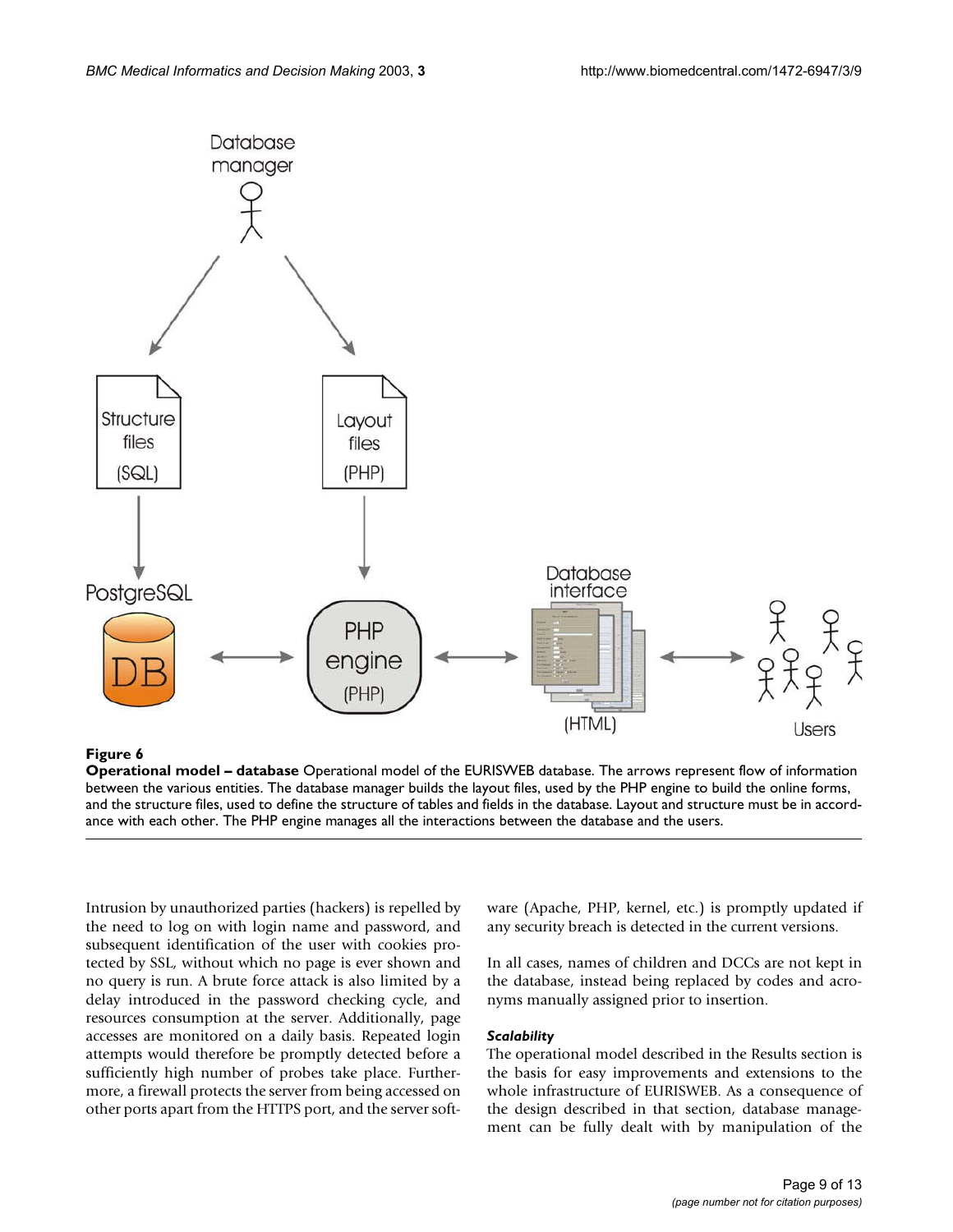**Figure 6**

**Operational model – database** Operational model of the EURISWEB database. The arrows represent flow of information between the various entities. The database manager builds the layout files, used by the PHP engine to build the online forms, and the structure files, used to define the structure of tables and fields in the database. Layout and structure must be in accordance with each other. The PHP engine manages all the interactions between the database and the users.

Intrusion by unauthorized parties (hackers) is repelled by the need to log on with login name and password, and subsequent identification of the user with cookies protected by SSL, without which no page is ever shown and no query is run. A brute force attack is also limited by a delay introduced in the password checking cycle, and resources consumption at the server. Additionally, page accesses are monitored on a daily basis. Repeated login attempts would therefore be promptly detected before a sufficiently high number of probes take place. Furthermore, a firewall protects the server from being accessed on other ports apart from the HTTPS port, and the server software (Apache, PHP, kernel, etc.) is promptly updated if any security breach is detected in the current versions.

In all cases, names of children and DCCs are not kept in the database, instead being replaced by codes and acronyms manually assigned prior to insertion.

### *Scalability*

The operational model described in the Results section is the basis for easy improvements and extensions to the whole infrastructure of EURISWEB. As a consequence of the design described in that section, database management can be fully dealt with by manipulation of the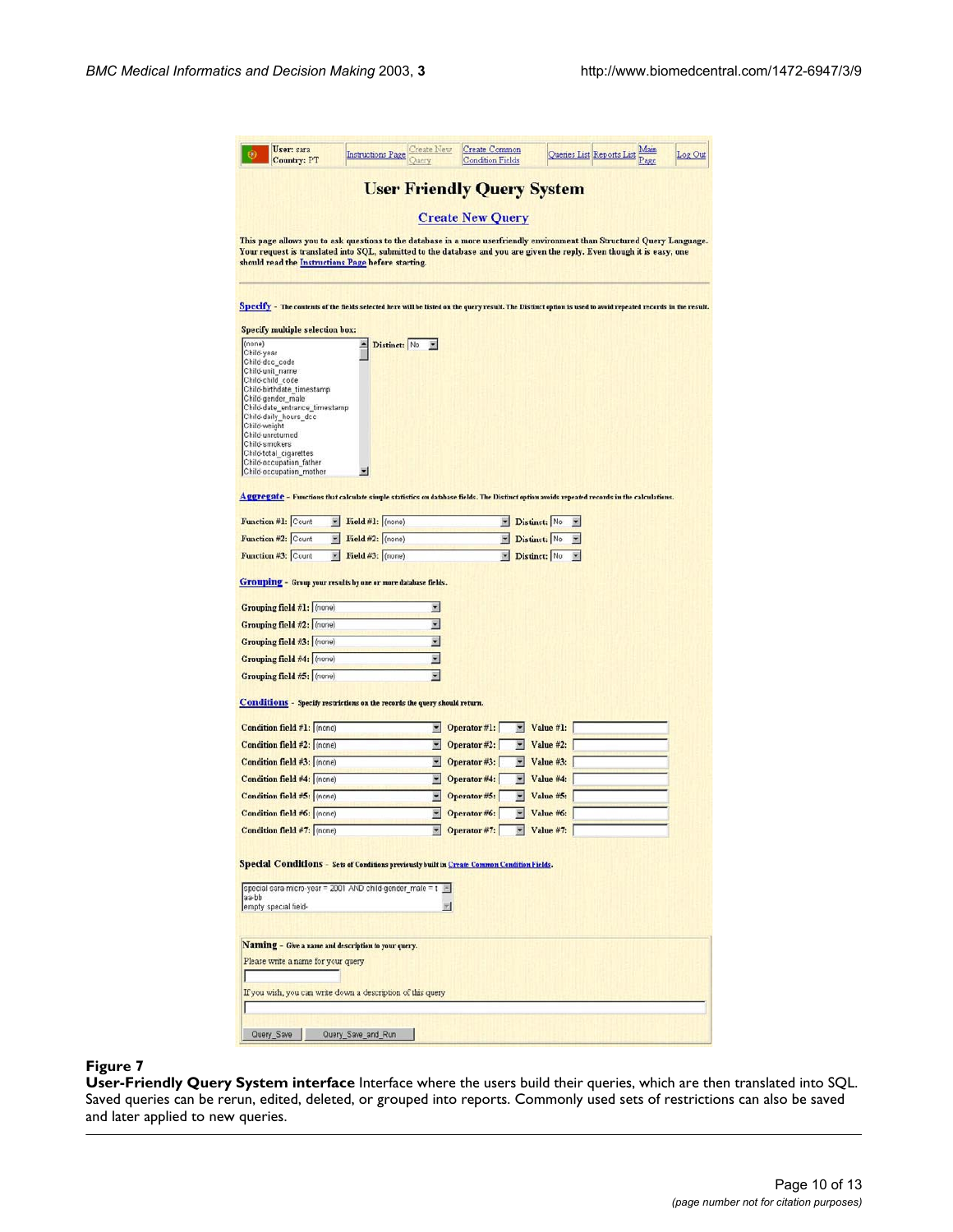**Figure 7**

**User-Friendly Query System interface** Interface where the users build their queries, which are then translated into SQL. Saved queries can be rerun, edited, deleted, or grouped into reports. Commonly used sets of restrictions can also be saved and later applied to new queries.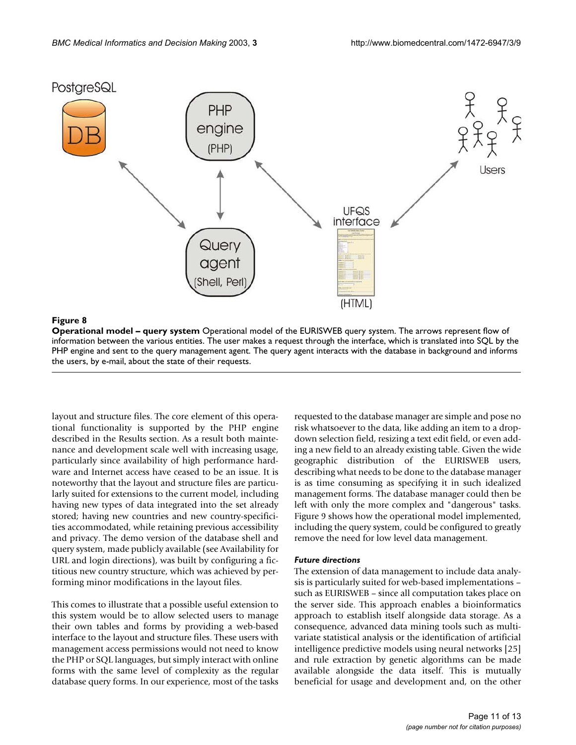**Figure 8**

**Operational model – query system** Operational model of the EURISWEB query system. The arrows represent flow of information between the various entities. The user makes a request through the interface, which is translated into SQL by the PHP engine and sent to the query management agent. The query agent interacts with the database in background and informs the users, by e-mail, about the state of their requests.

layout and structure files. The core element of this operational functionality is supported by the PHP engine described in the Results section. As a result both maintenance and development scale well with increasing usage, particularly since availability of high performance hardware and Internet access have ceased to be an issue. It is noteworthy that the layout and structure files are particularly suited for extensions to the current model, including having new types of data integrated into the set already stored; having new countries and new country-specificities accommodated, while retaining previous accessibility and privacy. The demo version of the database shell and query system, made publicly available (see Availability for URL and login directions), was built by configuring a fictitious new country structure, which was achieved by performing minor modifications in the layout files.

This comes to illustrate that a possible useful extension to this system would be to allow selected users to manage their own tables and forms by providing a web-based interface to the layout and structure files. These users with management access permissions would not need to know the PHP or SQL languages, but simply interact with online forms with the same level of complexity as the regular database query forms. In our experience, most of the tasks requested to the database manager are simple and pose no risk whatsoever to the data, like adding an item to a drop-down selection field, resizing a text edit field, or even adding a new field to an already existing table. Given the wide geographic distribution of the EURISWEB users, describing what needs to be done to the database manager is as time consuming as specifying it in such idealized management forms. The database manager could then be left with only the more complex and "dangerous" tasks. Figure 9 shows how the operational model implemented, including the query system, could be configured to greatly remove the need for low level data management.

### *Future directions*

The extension of data management to include data analysis is particularly suited for web-based implementations – such as EURISWEB – since all computation takes place on the server side. This approach enables a bioinformatics approach to establish itself alongside data storage. As a consequence, advanced data mining tools such as multivariate statistical analysis or the identification of artificial intelligence predictive models using neural networks [25] and rule extraction by genetic algorithms can be made available alongside the data itself. This is mutually beneficial for usage and development and, on the other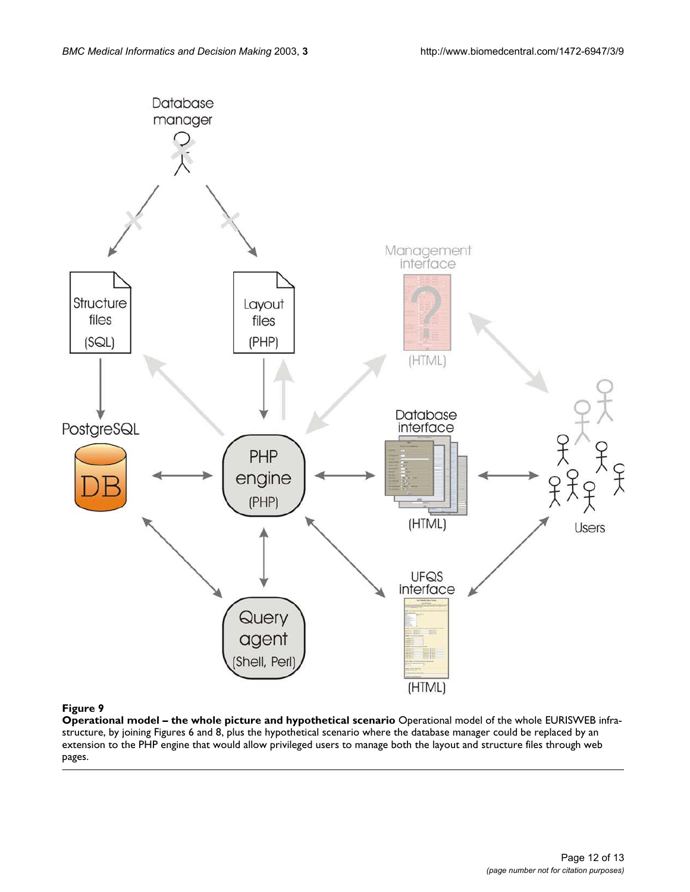**Figure 9**

**Operational model – the whole picture and hypothetical scenario** Operational model of the whole EURISWEB infrastructure, by joining Figures 6 and 8, plus the hypothetical scenario where the database manager could be replaced by an extension to the PHP engine that would allow privileged users to manage both the layout and structure files through web pages.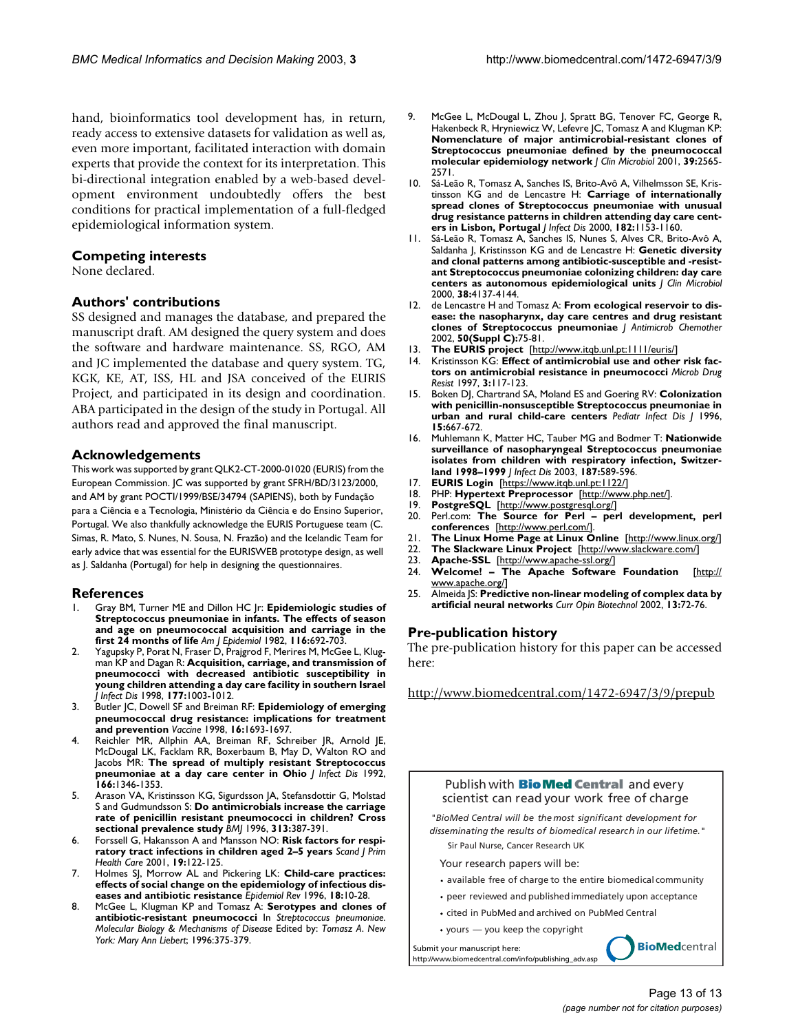hand, bioinformatics tool development has, in return, ready access to extensive datasets for validation as well as, even more important, facilitated interaction with domain experts that provide the context for its interpretation. This bi-directional integration enabled by a web-based development environment undoubtedly offers the best conditions for practical implementation of a full-fledged epidemiological information system.

## Competing interests

None declared.

## Authors' contributions

SS designed and manages the database, and prepared the manuscript draft. AM designed the query system and does the software and hardware maintenance. SS, RGO, AM and JC implemented the database and query system. TG, KGK, KE, AT, ISS, HL and JSA conceived of the EURIS Project, and participated in its design and coordination. ABA participated in the design of the study in Portugal. All authors read and approved the final manuscript.

## Acknowledgements

This work was supported by grant QLK2-CT-2000-01020 (EURIS) from the European Commission. JC was supported by grant SFRH/BD/3123/2000, and AM by grant POCTI/1999/BSE/34794 (SAPIENS), both by Fundação para a Ciência e a Tecnologia, Ministério da Ciência e do Ensino Superior, Portugal. We also thankfully acknowledge the EURIS Portuguese team (C. Simas, R. Mato, S. Nunes, N. Sousa, N. Frazão) and the Icelandic Team for early advice that was essential for the EURISWEB prototype design, as well as J. Saldanha (Portugal) for help in designing the questionnaires.

## References

1. Gray BM, Turner ME and Dillon HC Jr: **Epidemiologic studies of Streptococcus pneumoniae in infants. The effects of season and age on pneumococcal acquisition and carriage in the first 24 months of life** *Am J Epidemiol* 1982, **116:**692-703.
2. Yagupsky P, Porat N, Fraser D, Prajgrod F, Merires M, McGee L, Klugman KP and Dagan R: **Acquisition, carriage, and transmission of pneumococci with decreased antibiotic susceptibility in young children attending a day care facility in southern Israel** *J Infect Dis* 1998, **177:**1003-1012.
3. Butler JC, Dowell SF and Breiman RF: **Epidemiology of emerging pneumococcal drug resistance: implications for treatment and prevention** *Vaccine* 1998, **16:**1693-1697.
4. Reichler MR, Allphin AA, Breiman RF, Schreiber JR, Arnold JE, McDougal LK, Facklam RR, Boxerbaum B, May D, Walton RO and Jacobs MR: **The spread of multiply resistant Streptococcus pneumoniae at a day care center in Ohio** *J Infect Dis* 1992, **166:**1346-1353.
5. Arason VA, Kristinsson KG, Sigurdsson JA, Stefansdottir G, Molstad S and Gudmundsson S: **Do antimicrobials increase the carriage rate of penicillin resistant pneumococci in children? Cross sectional prevalence study** *BMJ* 1996, **313:**387-391.
6. Forssell G, Hakansson A and Mansson NO: **Risk factors for respiratory tract infections in children aged 2–5 years** *Scand J Prim Health Care* 2001, **19:**122-125.
7. Holmes SJ, Morrow AL and Pickering LK: **Child-care practices: effects of social change on the epidemiology of infectious diseases and antibiotic resistance** *Epidemiol Rev* 1996, **18:**10-28.
8. McGee L, Klugman KP and Tomasz A: **Serotypes and clones of antibiotic-resistant pneumococci** In *Streptococcus pneumoniae. Molecular Biology & Mechanisms of Disease* Edited by: *Tomasz A. New York: Mary Ann Liebert*; 1996:375-379.
9. McGee L, McDougal L, Zhou J, Spratt BG, Tenover FC, George R, Hakenbeck R, Hryniewicz W, Lefevre JC, Tomasz A and Klugman KP: **Nomenclature of major antimicrobial-resistant clones of Streptococcus pneumoniae defined by the pneumococcal molecular epidemiology network** *J Clin Microbiol* 2001, **39:**2565-2571.
10. Sá-Leão R, Tomasz A, Sanches IS, Brito-Avô A, Vilhelmsson SE, Kristinsson KG and de Lencastre H: **Carriage of internationally spread clones of Streptococcus pneumoniae with unusual drug resistance patterns in children attending day care centers in Lisbon, Portugal** *J Infect Dis* 2000, **182:**1153-1160.
11. Sá-Leão R, Tomasz A, Sanches IS, Nunes S, Alves CR, Brito-Avô A, Saldanha J, Kristinsson KG and de Lencastre H: **Genetic diversity and clonal patterns among antibiotic-susceptible and -resistant Streptococcus pneumoniae colonizing children: day care centers as autonomous epidemiological units** *J Clin Microbiol* 2000, **38:**4137-4144.
12. de Lencastre H and Tomasz A: **From ecological reservoir to disease: the nasopharynx, day care centres and drug resistant clones of Streptococcus pneumoniae** *J Antimicrob Chemother* 2002, **50(Suppl C):**75-81.
13. **The EURIS project** [http://www.itqb.unl.pt:1111/euris/]
14. Kristinsson KG: **Effect of antimicrobial use and other risk factors on antimicrobial resistance in pneumococci** *Microb Drug Resist* 1997, **3:**117-123.
15. Boken DJ, Chartrand SA, Moland ES and Goering RV: **Colonization with penicillin-nonsusceptible Streptococcus pneumoniae in urban and rural child-care centers** *Pediatr Infect Dis J* 1996, **15:**667-672.
16. Muhlemann K, Matter HC, Tauber MG and Bodmer T: **Nationwide surveillance of nasopharyngeal Streptococcus pneumoniae isolates from children with respiratory infection, Switzerland 1998–1999** *J Infect Dis* 2003, **187:**589-596.
17. **EURIS Login** [https://www.itqb.unl.pt:1122/]
18. PHP: **Hypertext Preprocessor** [http://www.php.net/].
19. **PostgreSQL** [http://www.postgresql.org/]
20. Perl.com: **The Source for Perl – perl development, perl conferences** [http://www.perl.com/].
21. **The Linux Home Page at Linux Online** [http://www.linux.org/]
22. **The Slackware Linux Project** [http://www.slackware.com/]
23. **Apache-SSL** [http://www.apache-ssl.org/]
24. **Welcome! – The Apache Software Foundation** [http://www.apache.org/]
25. Almeida JS: **Predictive non-linear modeling of complex data by artificial neural networks** *Curr Opin Biotechnol* 2002, **13:**72-76.

## Pre-publication history

The pre-publication history for this paper can be accessed here:

http://www.biomedcentral.com/1472-6947/3/9/prepub

Publish with **BioMed Central** and every scientist can read your work free of charge

*"BioMed Central will be the most significant development for disseminating the results of biomedical research in our lifetime."*

Sir Paul Nurse, Cancer Research UK

Your research papers will be:

- available free of charge to the entire biomedical community
- peer reviewed and published immediately upon acceptance
- cited in PubMed and archived on PubMed Central
- yours — you keep the copyright

Submit your manuscript here:
http://www.biomedcentral.com/info/publishing_adv.asp

BioMedcentral